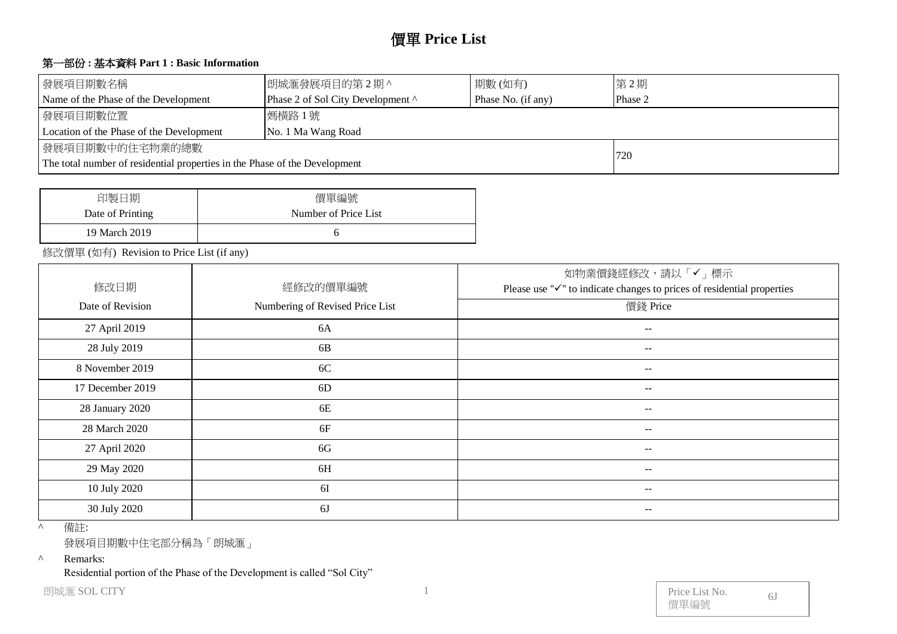# 價單 Price List

## 第一部份 : 基本資料 Part 1 : Basic Information

| 發展項目期數名稱<br>Name of the Phase of the Development | 朗城滙發展項目的第 2 期 ^<br>Phase 2 of Sol City Development ^ | 期數 (如有)<br>Phase No. (if any) | 第 2 期<br>Phase 2 |
|---|---|---|---|
| 發展項目期數位置<br>Location of the Phase of the Development | 媽橫路 1 號<br>No. 1 Ma Wang Road | | |
| 發展項目期數中的住宅物業的總數<br>The total number of residential properties in the Phase of the Development | | | 720 |

| 印製日期<br>Date of Printing | 價單編號<br>Number of Price List |
|---|---|
| 19 March 2019 | 6 |

修改價單 (如有) Revision to Price List (if any)

| 修改日期<br>Date of Revision | 經修改的價單編號<br>Numbering of Revised Price List | 如物業價錢經修改，請以「✓」標示<br>Please use "✓" to indicate changes to prices of residential properties<br>價錢 Price |
|---|---|---|
| 27 April 2019 | 6A | -- |
| 28 July 2019 | 6B | -- |
| 8 November 2019 | 6C | -- |
| 17 December 2019 | 6D | -- |
| 28 January 2020 | 6E | -- |
| 28 March 2020 | 6F | -- |
| 27 April 2020 | 6G | -- |
| 29 May 2020 | 6H | -- |
| 10 July 2020 | 6I | -- |
| 30 July 2020 | 6J | -- |

^ 備註:

發展項目期數中住宅部分稱為「朗城滙」

^ Remarks:

Residential portion of the Phase of the Development is called “Sol City”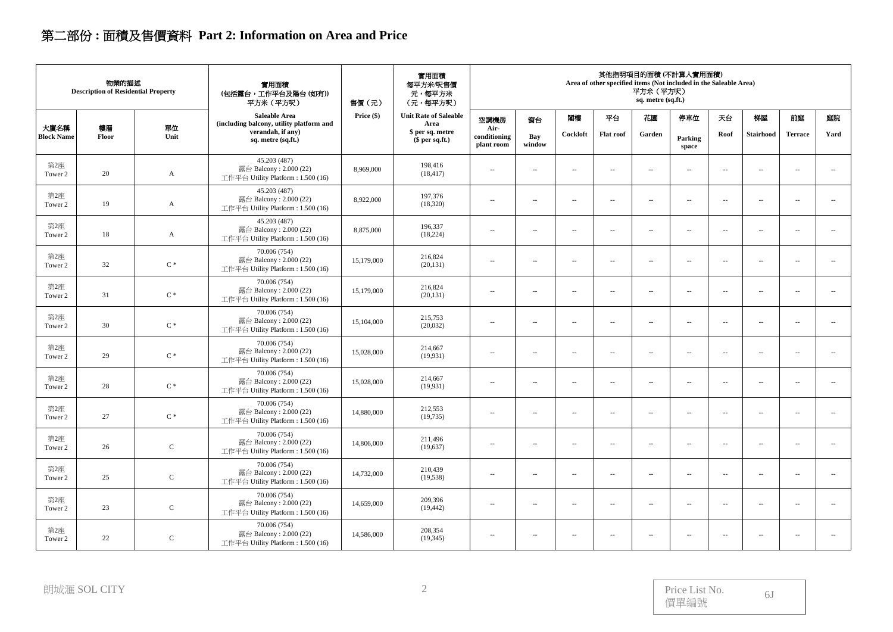# 第二部份 : 面積及售價資料 Part 2: Information on Area and Price

| 物業的描述 Description of Residential Property | | | 實用面積 (包括露台，工作平台及陽台 (如有)) 平方米（平方呎） Saleable Area (including balcony, utility platform and verandah, if any) sq. metre (sq.ft.) | 售價（元） Price ($) | 實用面積 每平方米/呎售價 元，每平方米 (元，每平方呎) Unit Rate of Saleable Area $ per sq. metre ($ per sq.ft.) | 其他指明項目的面積 (不計算入實用面積) Area of other specified items (Not included in the Saleable Area) 平方米（平方呎） sq. metre (sq.ft.) | | | | | | | | | |
|---|---|---|---|---|---|---|---|---|---|---|---|---|---|---|---|
| 大廈名稱 Block Name | 樓層 Floor | 單位 Unit | | | | 空調機房 Air-conditioning plant room | 窗台 Bay window | 閣樓 Cockloft | 平台 Flat roof | 花園 Garden | 停車位 Parking space | 天台 Roof | 梯屋 Stairhood | 前庭 Terrace | 庭院 Yard |
| 第2座 Tower 2 | 20 | A | 45.203 (487) 露台 Balcony : 2.000 (22) 工作平台 Utility Platform : 1.500 (16) | 8,969,000 | 198,416 (18,417) | -- | -- | -- | -- | -- | -- | -- | -- | -- | -- |
| 第2座 Tower 2 | 19 | A | 45.203 (487) 露台 Balcony : 2.000 (22) 工作平台 Utility Platform : 1.500 (16) | 8,922,000 | 197,376 (18,320) | -- | -- | -- | -- | -- | -- | -- | -- | -- | -- |
| 第2座 Tower 2 | 18 | A | 45.203 (487) 露台 Balcony : 2.000 (22) 工作平台 Utility Platform : 1.500 (16) | 8,875,000 | 196,337 (18,224) | -- | -- | -- | -- | -- | -- | -- | -- | -- | -- |
| 第2座 Tower 2 | 32 | C * | 70.006 (754) 露台 Balcony : 2.000 (22) 工作平台 Utility Platform : 1.500 (16) | 15,179,000 | 216,824 (20,131) | -- | -- | -- | -- | -- | -- | -- | -- | -- | -- |
| 第2座 Tower 2 | 31 | C * | 70.006 (754) 露台 Balcony : 2.000 (22) 工作平台 Utility Platform : 1.500 (16) | 15,179,000 | 216,824 (20,131) | -- | -- | -- | -- | -- | -- | -- | -- | -- | -- |
| 第2座 Tower 2 | 30 | C * | 70.006 (754) 露台 Balcony : 2.000 (22) 工作平台 Utility Platform : 1.500 (16) | 15,104,000 | 215,753 (20,032) | -- | -- | -- | -- | -- | -- | -- | -- | -- | -- |
| 第2座 Tower 2 | 29 | C * | 70.006 (754) 露台 Balcony : 2.000 (22) 工作平台 Utility Platform : 1.500 (16) | 15,028,000 | 214,667 (19,931) | -- | -- | -- | -- | -- | -- | -- | -- | -- | -- |
| 第2座 Tower 2 | 28 | C * | 70.006 (754) 露台 Balcony : 2.000 (22) 工作平台 Utility Platform : 1.500 (16) | 15,028,000 | 214,667 (19,931) | -- | -- | -- | -- | -- | -- | -- | -- | -- | -- |
| 第2座 Tower 2 | 27 | C * | 70.006 (754) 露台 Balcony : 2.000 (22) 工作平台 Utility Platform : 1.500 (16) | 14,880,000 | 212,553 (19,735) | -- | -- | -- | -- | -- | -- | -- | -- | -- | -- |
| 第2座 Tower 2 | 26 | C | 70.006 (754) 露台 Balcony : 2.000 (22) 工作平台 Utility Platform : 1.500 (16) | 14,806,000 | 211,496 (19,637) | -- | -- | -- | -- | -- | -- | -- | -- | -- | -- |
| 第2座 Tower 2 | 25 | C | 70.006 (754) 露台 Balcony : 2.000 (22) 工作平台 Utility Platform : 1.500 (16) | 14,732,000 | 210,439 (19,538) | -- | -- | -- | -- | -- | -- | -- | -- | -- | -- |
| 第2座 Tower 2 | 23 | C | 70.006 (754) 露台 Balcony : 2.000 (22) 工作平台 Utility Platform : 1.500 (16) | 14,659,000 | 209,396 (19,442) | -- | -- | -- | -- | -- | -- | -- | -- | -- | -- |
| 第2座 Tower 2 | 22 | C | 70.006 (754) 露台 Balcony : 2.000 (22) 工作平台 Utility Platform : 1.500 (16) | 14,586,000 | 208,354 (19,345) | -- | -- | -- | -- | -- | -- | -- | -- | -- | -- |

朗城滙 SOL CITY

Price List No. 價單編號 6J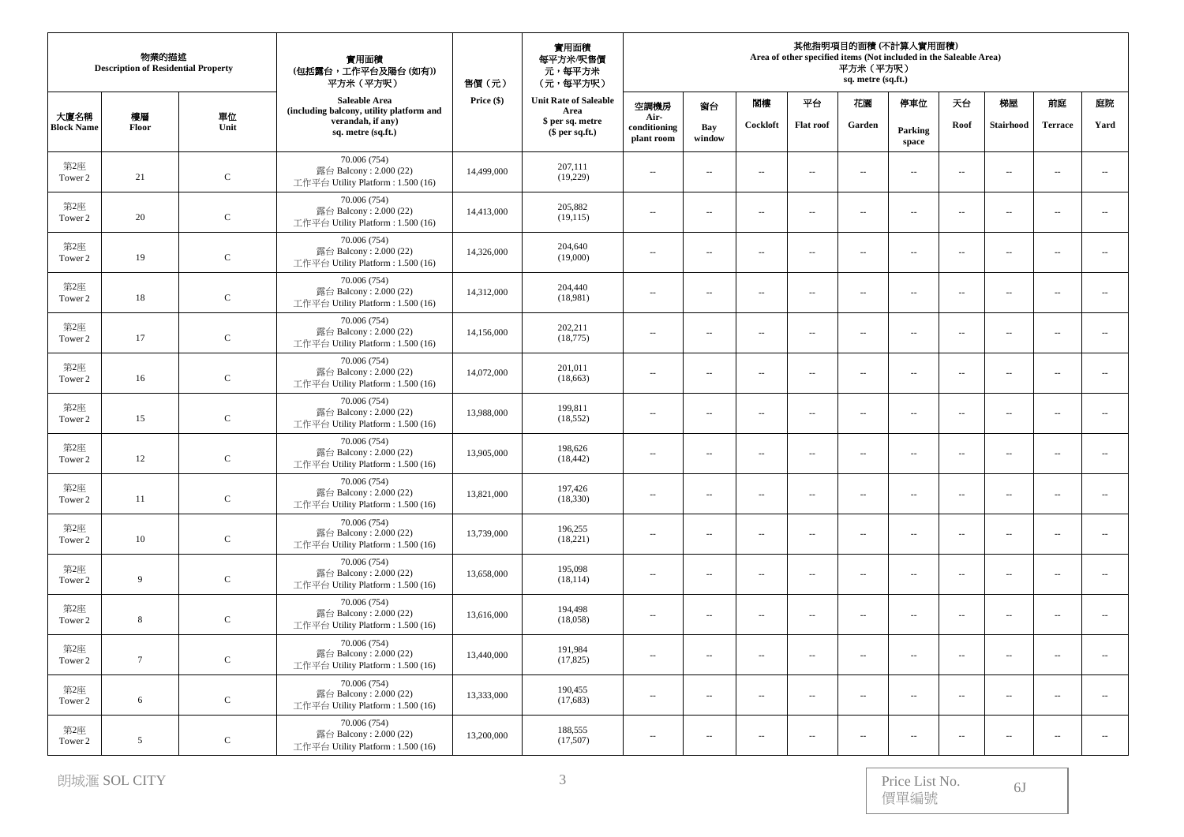| 物業的描述 Description of Residential Property | | | 實用面積 (包括露台，工作平台及陽台 (如有)) 平方米（平方呎） Saleable Area (including balcony, utility platform and verandah, if any) sq. metre (sq.ft.) | 售價（元） Price ($) | 實用面積 每平方米/呎售價 元，每平方米 (元，每平方呎) Unit Rate of Saleable Area $ per sq. metre ($ per sq.ft.) | 其他指明項目的面積 (不計算入實用面積) Area of other specified items (Not included in the Saleable Area) 平方米（平方呎） sq. metre (sq.ft.) | | | | | | | | | |
|---|---|---|---|---|---|---|---|---|---|---|---|---|---|---|---|
| 大廈名稱 Block Name | 樓層 Floor | 單位 Unit | | | | 空調機房 Air-conditioning plant room | 窗台 Bay window | 閣樓 Cockloft | 平台 Flat roof | 花園 Garden | 停車位 Parking space | 天台 Roof | 梯屋 Stairhood | 前庭 Terrace | 庭院 Yard |
| 第2座 Tower 2 | 21 | C | 70.006 (754) 露台 Balcony : 2.000 (22) 工作平台 Utility Platform : 1.500 (16) | 14,499,000 | 207,111 (19,229) | -- | -- | -- | -- | -- | -- | -- | -- | -- | -- |
| 第2座 Tower 2 | 20 | C | 70.006 (754) 露台 Balcony : 2.000 (22) 工作平台 Utility Platform : 1.500 (16) | 14,413,000 | 205,882 (19,115) | -- | -- | -- | -- | -- | -- | -- | -- | -- | -- |
| 第2座 Tower 2 | 19 | C | 70.006 (754) 露台 Balcony : 2.000 (22) 工作平台 Utility Platform : 1.500 (16) | 14,326,000 | 204,640 (19,000) | -- | -- | -- | -- | -- | -- | -- | -- | -- | -- |
| 第2座 Tower 2 | 18 | C | 70.006 (754) 露台 Balcony : 2.000 (22) 工作平台 Utility Platform : 1.500 (16) | 14,312,000 | 204,440 (18,981) | -- | -- | -- | -- | -- | -- | -- | -- | -- | -- |
| 第2座 Tower 2 | 17 | C | 70.006 (754) 露台 Balcony : 2.000 (22) 工作平台 Utility Platform : 1.500 (16) | 14,156,000 | 202,211 (18,775) | -- | -- | -- | -- | -- | -- | -- | -- | -- | -- |
| 第2座 Tower 2 | 16 | C | 70.006 (754) 露台 Balcony : 2.000 (22) 工作平台 Utility Platform : 1.500 (16) | 14,072,000 | 201,011 (18,663) | -- | -- | -- | -- | -- | -- | -- | -- | -- | -- |
| 第2座 Tower 2 | 15 | C | 70.006 (754) 露台 Balcony : 2.000 (22) 工作平台 Utility Platform : 1.500 (16) | 13,988,000 | 199,811 (18,552) | -- | -- | -- | -- | -- | -- | -- | -- | -- | -- |
| 第2座 Tower 2 | 12 | C | 70.006 (754) 露台 Balcony : 2.000 (22) 工作平台 Utility Platform : 1.500 (16) | 13,905,000 | 198,626 (18,442) | -- | -- | -- | -- | -- | -- | -- | -- | -- | -- |
| 第2座 Tower 2 | 11 | C | 70.006 (754) 露台 Balcony : 2.000 (22) 工作平台 Utility Platform : 1.500 (16) | 13,821,000 | 197,426 (18,330) | -- | -- | -- | -- | -- | -- | -- | -- | -- | -- |
| 第2座 Tower 2 | 10 | C | 70.006 (754) 露台 Balcony : 2.000 (22) 工作平台 Utility Platform : 1.500 (16) | 13,739,000 | 196,255 (18,221) | -- | -- | -- | -- | -- | -- | -- | -- | -- | -- |
| 第2座 Tower 2 | 9 | C | 70.006 (754) 露台 Balcony : 2.000 (22) 工作平台 Utility Platform : 1.500 (16) | 13,658,000 | 195,098 (18,114) | -- | -- | -- | -- | -- | -- | -- | -- | -- | -- |
| 第2座 Tower 2 | 8 | C | 70.006 (754) 露台 Balcony : 2.000 (22) 工作平台 Utility Platform : 1.500 (16) | 13,616,000 | 194,498 (18,058) | -- | -- | -- | -- | -- | -- | -- | -- | -- | -- |
| 第2座 Tower 2 | 7 | C | 70.006 (754) 露台 Balcony : 2.000 (22) 工作平台 Utility Platform : 1.500 (16) | 13,440,000 | 191,984 (17,825) | -- | -- | -- | -- | -- | -- | -- | -- | -- | -- |
| 第2座 Tower 2 | 6 | C | 70.006 (754) 露台 Balcony : 2.000 (22) 工作平台 Utility Platform : 1.500 (16) | 13,333,000 | 190,455 (17,683) | -- | -- | -- | -- | -- | -- | -- | -- | -- | -- |
| 第2座 Tower 2 | 5 | C | 70.006 (754) 露台 Balcony : 2.000 (22) 工作平台 Utility Platform : 1.500 (16) | 13,200,000 | 188,555 (17,507) | -- | -- | -- | -- | -- | -- | -- | -- | -- | -- |

朗城滙 SOL CITY

Price List No. 價單編號 6J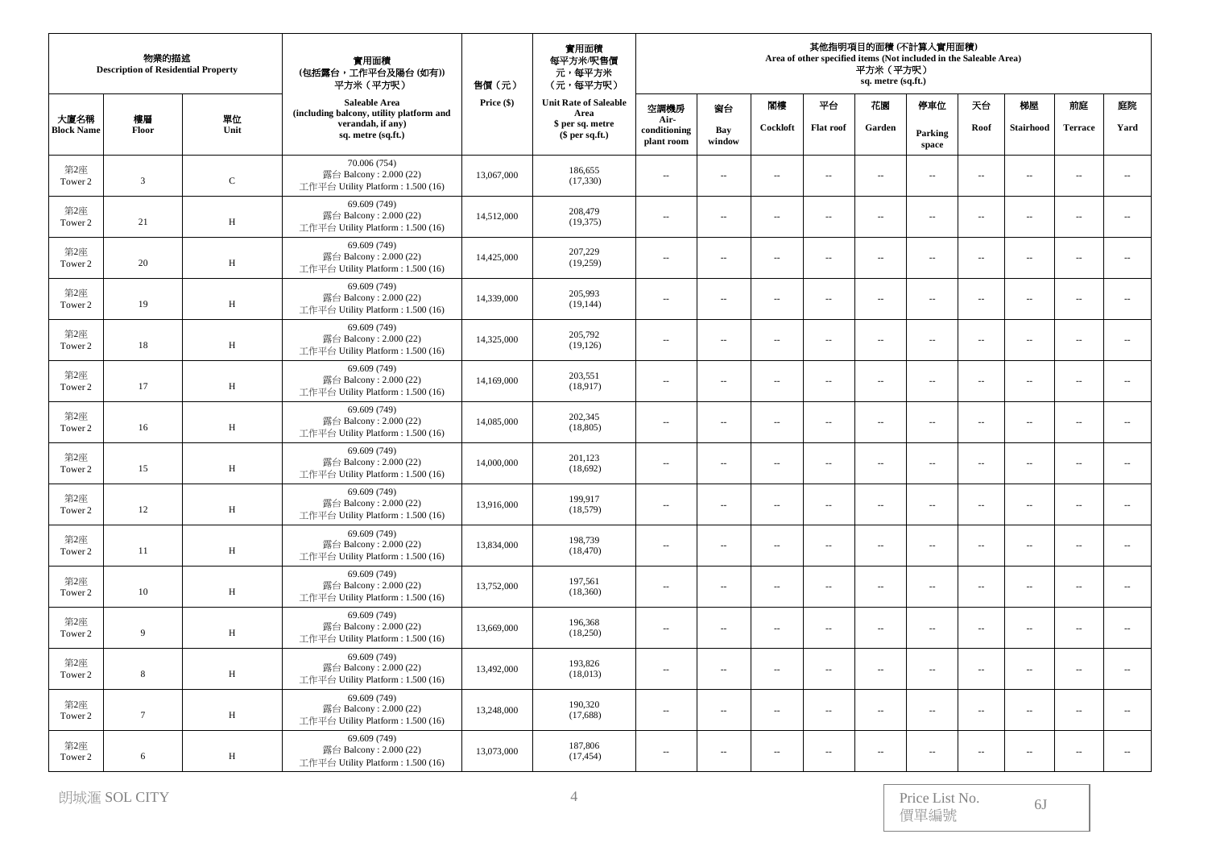| 物業的描述 Description of Residential Property | | | 實用面積 (包括露台，工作平台及陽台 (如有)) 平方米（平方呎） Saleable Area (including balcony, utility platform and verandah, if any) sq. metre (sq.ft.) | 售價（元） Price ($) | 實用面積 每平方米/呎售價 元，每平方米 （元，每平方呎） Unit Rate of Saleable Area $ per sq. metre ($ per sq.ft.) | 其他指明項目的面積 (不計算入實用面積) Area of other specified items (Not included in the Saleable Area) 平方米（平方呎） sq. metre (sq.ft.) | | | | | | | | | |
|---|---|---|---|---|---|---|---|---|---|---|---|---|---|---|---|
| 大廈名稱 Block Name | 樓層 Floor | 單位 Unit | | | | 空調機房 Air-conditioning plant room | 窗台 Bay window | 閣樓 Cockloft | 平台 Flat roof | 花園 Garden | 停車位 Parking space | 天台 Roof | 梯屋 Stairhood | 前庭 Terrace | 庭院 Yard |
| 第2座 Tower 2 | 3 | C | 70.006 (754) 露台 Balcony : 2.000 (22) 工作平台 Utility Platform : 1.500 (16) | 13,067,000 | 186,655 (17,330) | -- | -- | -- | -- | -- | -- | -- | -- | -- | -- |
| 第2座 Tower 2 | 21 | H | 69.609 (749) 露台 Balcony : 2.000 (22) 工作平台 Utility Platform : 1.500 (16) | 14,512,000 | 208,479 (19,375) | -- | -- | -- | -- | -- | -- | -- | -- | -- | -- |
| 第2座 Tower 2 | 20 | H | 69.609 (749) 露台 Balcony : 2.000 (22) 工作平台 Utility Platform : 1.500 (16) | 14,425,000 | 207,229 (19,259) | -- | -- | -- | -- | -- | -- | -- | -- | -- | -- |
| 第2座 Tower 2 | 19 | H | 69.609 (749) 露台 Balcony : 2.000 (22) 工作平台 Utility Platform : 1.500 (16) | 14,339,000 | 205,993 (19,144) | -- | -- | -- | -- | -- | -- | -- | -- | -- | -- |
| 第2座 Tower 2 | 18 | H | 69.609 (749) 露台 Balcony : 2.000 (22) 工作平台 Utility Platform : 1.500 (16) | 14,325,000 | 205,792 (19,126) | -- | -- | -- | -- | -- | -- | -- | -- | -- | -- |
| 第2座 Tower 2 | 17 | H | 69.609 (749) 露台 Balcony : 2.000 (22) 工作平台 Utility Platform : 1.500 (16) | 14,169,000 | 203,551 (18,917) | -- | -- | -- | -- | -- | -- | -- | -- | -- | -- |
| 第2座 Tower 2 | 16 | H | 69.609 (749) 露台 Balcony : 2.000 (22) 工作平台 Utility Platform : 1.500 (16) | 14,085,000 | 202,345 (18,805) | -- | -- | -- | -- | -- | -- | -- | -- | -- | -- |
| 第2座 Tower 2 | 15 | H | 69.609 (749) 露台 Balcony : 2.000 (22) 工作平台 Utility Platform : 1.500 (16) | 14,000,000 | 201,123 (18,692) | -- | -- | -- | -- | -- | -- | -- | -- | -- | -- |
| 第2座 Tower 2 | 12 | H | 69.609 (749) 露台 Balcony : 2.000 (22) 工作平台 Utility Platform : 1.500 (16) | 13,916,000 | 199,917 (18,579) | -- | -- | -- | -- | -- | -- | -- | -- | -- | -- |
| 第2座 Tower 2 | 11 | H | 69.609 (749) 露台 Balcony : 2.000 (22) 工作平台 Utility Platform : 1.500 (16) | 13,834,000 | 198,739 (18,470) | -- | -- | -- | -- | -- | -- | -- | -- | -- | -- |
| 第2座 Tower 2 | 10 | H | 69.609 (749) 露台 Balcony : 2.000 (22) 工作平台 Utility Platform : 1.500 (16) | 13,752,000 | 197,561 (18,360) | -- | -- | -- | -- | -- | -- | -- | -- | -- | -- |
| 第2座 Tower 2 | 9 | H | 69.609 (749) 露台 Balcony : 2.000 (22) 工作平台 Utility Platform : 1.500 (16) | 13,669,000 | 196,368 (18,250) | -- | -- | -- | -- | -- | -- | -- | -- | -- | -- |
| 第2座 Tower 2 | 8 | H | 69.609 (749) 露台 Balcony : 2.000 (22) 工作平台 Utility Platform : 1.500 (16) | 13,492,000 | 193,826 (18,013) | -- | -- | -- | -- | -- | -- | -- | -- | -- | -- |
| 第2座 Tower 2 | 7 | H | 69.609 (749) 露台 Balcony : 2.000 (22) 工作平台 Utility Platform : 1.500 (16) | 13,248,000 | 190,320 (17,688) | -- | -- | -- | -- | -- | -- | -- | -- | -- | -- |
| 第2座 Tower 2 | 6 | H | 69.609 (749) 露台 Balcony : 2.000 (22) 工作平台 Utility Platform : 1.500 (16) | 13,073,000 | 187,806 (17,454) | -- | -- | -- | -- | -- | -- | -- | -- | -- | -- |

朗城滙 SOL CITY

Price List No. 價單編號 6J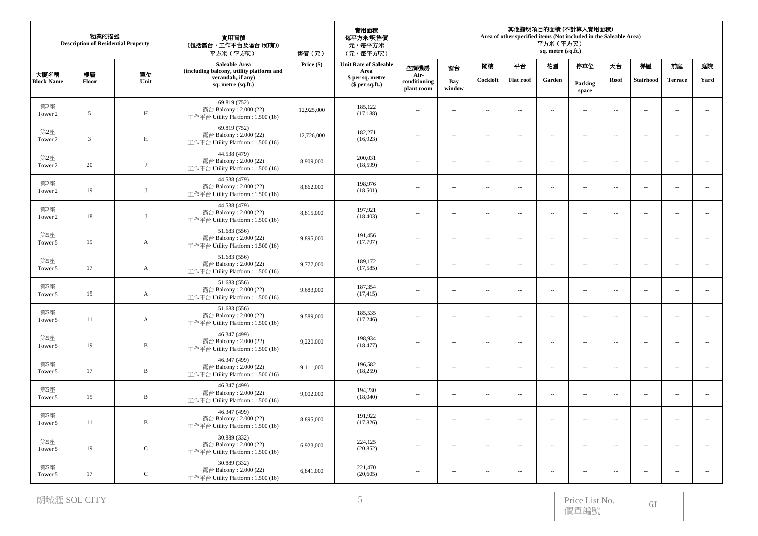| 物業的描述 Description of Residential Property | | | 實用面積 (包括露台，工作平台及陽台 (如有)) 平方米（平方呎） Saleable Area (including balcony, utility platform and verandah, if any) sq. metre (sq.ft.) | 售價（元） Price ($) | 實用面積 每平方米/呎售價 元，每平方米 （元，每平方呎） Unit Rate of Saleable Area $ per sq. metre ($ per sq.ft.) | 其他指明項目的面積 (不計算入實用面積) Area of other specified items (Not included in the Saleable Area) 平方米（平方呎） sq. metre (sq.ft.) | | | | | | | | | |
|---|---|---|---|---|---|---|---|---|---|---|---|---|---|---|---|
| 大廈名稱 Block Name | 樓層 Floor | 單位 Unit | | | | 空調機房 Air-conditioning plant room | 窗台 Bay window | 閣樓 Cockloft | 平台 Flat roof | 花園 Garden | 停車位 Parking space | 天台 Roof | 梯屋 Stairhood | 前庭 Terrace | 庭院 Yard |
| 第2座 Tower 2 | 5 | H | 69.819 (752) 露台 Balcony : 2.000 (22) 工作平台 Utility Platform : 1.500 (16) | 12,925,000 | 185,122 (17,188) | -- | -- | -- | -- | -- | -- | -- | -- | -- | -- |
| 第2座 Tower 2 | 3 | H | 69.819 (752) 露台 Balcony : 2.000 (22) 工作平台 Utility Platform : 1.500 (16) | 12,726,000 | 182,271 (16,923) | -- | -- | -- | -- | -- | -- | -- | -- | -- | -- |
| 第2座 Tower 2 | 20 | J | 44.538 (479) 露台 Balcony : 2.000 (22) 工作平台 Utility Platform : 1.500 (16) | 8,909,000 | 200,031 (18,599) | -- | -- | -- | -- | -- | -- | -- | -- | -- | -- |
| 第2座 Tower 2 | 19 | J | 44.538 (479) 露台 Balcony : 2.000 (22) 工作平台 Utility Platform : 1.500 (16) | 8,862,000 | 198,976 (18,501) | -- | -- | -- | -- | -- | -- | -- | -- | -- | -- |
| 第2座 Tower 2 | 18 | J | 44.538 (479) 露台 Balcony : 2.000 (22) 工作平台 Utility Platform : 1.500 (16) | 8,815,000 | 197,921 (18,403) | -- | -- | -- | -- | -- | -- | -- | -- | -- | -- |
| 第5座 Tower 5 | 19 | A | 51.683 (556) 露台 Balcony : 2.000 (22) 工作平台 Utility Platform : 1.500 (16) | 9,895,000 | 191,456 (17,797) | -- | -- | -- | -- | -- | -- | -- | -- | -- | -- |
| 第5座 Tower 5 | 17 | A | 51.683 (556) 露台 Balcony : 2.000 (22) 工作平台 Utility Platform : 1.500 (16) | 9,777,000 | 189,172 (17,585) | -- | -- | -- | -- | -- | -- | -- | -- | -- | -- |
| 第5座 Tower 5 | 15 | A | 51.683 (556) 露台 Balcony : 2.000 (22) 工作平台 Utility Platform : 1.500 (16) | 9,683,000 | 187,354 (17,415) | -- | -- | -- | -- | -- | -- | -- | -- | -- | -- |
| 第5座 Tower 5 | 11 | A | 51.683 (556) 露台 Balcony : 2.000 (22) 工作平台 Utility Platform : 1.500 (16) | 9,589,000 | 185,535 (17,246) | -- | -- | -- | -- | -- | -- | -- | -- | -- | -- |
| 第5座 Tower 5 | 19 | B | 46.347 (499) 露台 Balcony : 2.000 (22) 工作平台 Utility Platform : 1.500 (16) | 9,220,000 | 198,934 (18,477) | -- | -- | -- | -- | -- | -- | -- | -- | -- | -- |
| 第5座 Tower 5 | 17 | B | 46.347 (499) 露台 Balcony : 2.000 (22) 工作平台 Utility Platform : 1.500 (16) | 9,111,000 | 196,582 (18,259) | -- | -- | -- | -- | -- | -- | -- | -- | -- | -- |
| 第5座 Tower 5 | 15 | B | 46.347 (499) 露台 Balcony : 2.000 (22) 工作平台 Utility Platform : 1.500 (16) | 9,002,000 | 194,230 (18,040) | -- | -- | -- | -- | -- | -- | -- | -- | -- | -- |
| 第5座 Tower 5 | 11 | B | 46.347 (499) 露台 Balcony : 2.000 (22) 工作平台 Utility Platform : 1.500 (16) | 8,895,000 | 191,922 (17,826) | -- | -- | -- | -- | -- | -- | -- | -- | -- | -- |
| 第5座 Tower 5 | 19 | C | 30.889 (332) 露台 Balcony : 2.000 (22) 工作平台 Utility Platform : 1.500 (16) | 6,923,000 | 224,125 (20,852) | -- | -- | -- | -- | -- | -- | -- | -- | -- | -- |
| 第5座 Tower 5 | 17 | C | 30.889 (332) 露台 Balcony : 2.000 (22) 工作平台 Utility Platform : 1.500 (16) | 6,841,000 | 221,470 (20,605) | -- | -- | -- | -- | -- | -- | -- | -- | -- | -- |

朗城滙 SOL CITY

Price List No. 價單編號 6J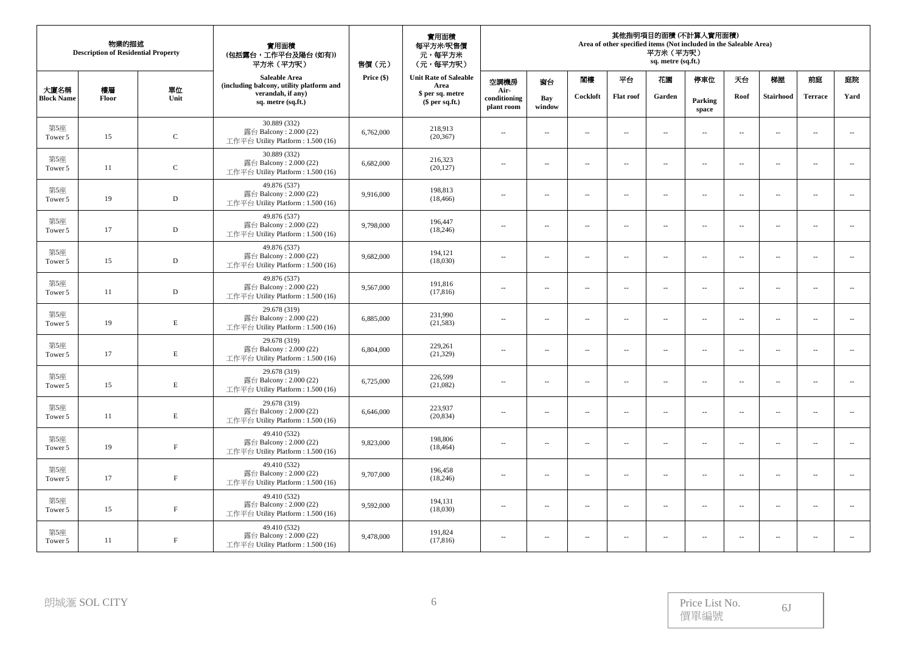| 物業的描述 Description of Residential Property | | | 實用面積 (包括露台，工作平台及陽台 (如有)) 平方米（平方呎） Saleable Area (including balcony, utility platform and verandah, if any) sq. metre (sq.ft.) | 售價（元） Price ($) | 實用面積 每平方米/呎售價 元，每平方米 （元，每平方呎） Unit Rate of Saleable Area $ per sq. metre ($ per sq.ft.) | 其他指明項目的面積 (不計算入實用面積) Area of other specified items (Not included in the Saleable Area) 平方米（平方呎） sq. metre (sq.ft.) | | | | | | | | | |
|---|---|---|---|---|---|---|---|---|---|---|---|---|---|---|---|
| 大廈名稱 Block Name | 樓層 Floor | 單位 Unit | | | | 空調機房 Air-conditioning plant room | 窗台 Bay window | 閣樓 Cockloft | 平台 Flat roof | 花園 Garden | 停車位 Parking space | 天台 Roof | 梯屋 Stairhood | 前庭 Terrace | 庭院 Yard |
| 第5座 Tower 5 | 15 | C | 30.889 (332) 露台 Balcony : 2.000 (22) 工作平台 Utility Platform : 1.500 (16) | 6,762,000 | 218,913 (20,367) | -- | -- | -- | -- | -- | -- | -- | -- | -- | -- |
| 第5座 Tower 5 | 11 | C | 30.889 (332) 露台 Balcony : 2.000 (22) 工作平台 Utility Platform : 1.500 (16) | 6,682,000 | 216,323 (20,127) | -- | -- | -- | -- | -- | -- | -- | -- | -- | -- |
| 第5座 Tower 5 | 19 | D | 49.876 (537) 露台 Balcony : 2.000 (22) 工作平台 Utility Platform : 1.500 (16) | 9,916,000 | 198,813 (18,466) | -- | -- | -- | -- | -- | -- | -- | -- | -- | -- |
| 第5座 Tower 5 | 17 | D | 49.876 (537) 露台 Balcony : 2.000 (22) 工作平台 Utility Platform : 1.500 (16) | 9,798,000 | 196,447 (18,246) | -- | -- | -- | -- | -- | -- | -- | -- | -- | -- |
| 第5座 Tower 5 | 15 | D | 49.876 (537) 露台 Balcony : 2.000 (22) 工作平台 Utility Platform : 1.500 (16) | 9,682,000 | 194,121 (18,030) | -- | -- | -- | -- | -- | -- | -- | -- | -- | -- |
| 第5座 Tower 5 | 11 | D | 49.876 (537) 露台 Balcony : 2.000 (22) 工作平台 Utility Platform : 1.500 (16) | 9,567,000 | 191,816 (17,816) | -- | -- | -- | -- | -- | -- | -- | -- | -- | -- |
| 第5座 Tower 5 | 19 | E | 29.678 (319) 露台 Balcony : 2.000 (22) 工作平台 Utility Platform : 1.500 (16) | 6,885,000 | 231,990 (21,583) | -- | -- | -- | -- | -- | -- | -- | -- | -- | -- |
| 第5座 Tower 5 | 17 | E | 29.678 (319) 露台 Balcony : 2.000 (22) 工作平台 Utility Platform : 1.500 (16) | 6,804,000 | 229,261 (21,329) | -- | -- | -- | -- | -- | -- | -- | -- | -- | -- |
| 第5座 Tower 5 | 15 | E | 29.678 (319) 露台 Balcony : 2.000 (22) 工作平台 Utility Platform : 1.500 (16) | 6,725,000 | 226,599 (21,082) | -- | -- | -- | -- | -- | -- | -- | -- | -- | -- |
| 第5座 Tower 5 | 11 | E | 29.678 (319) 露台 Balcony : 2.000 (22) 工作平台 Utility Platform : 1.500 (16) | 6,646,000 | 223,937 (20,834) | -- | -- | -- | -- | -- | -- | -- | -- | -- | -- |
| 第5座 Tower 5 | 19 | F | 49.410 (532) 露台 Balcony : 2.000 (22) 工作平台 Utility Platform : 1.500 (16) | 9,823,000 | 198,806 (18,464) | -- | -- | -- | -- | -- | -- | -- | -- | -- | -- |
| 第5座 Tower 5 | 17 | F | 49.410 (532) 露台 Balcony : 2.000 (22) 工作平台 Utility Platform : 1.500 (16) | 9,707,000 | 196,458 (18,246) | -- | -- | -- | -- | -- | -- | -- | -- | -- | -- |
| 第5座 Tower 5 | 15 | F | 49.410 (532) 露台 Balcony : 2.000 (22) 工作平台 Utility Platform : 1.500 (16) | 9,592,000 | 194,131 (18,030) | -- | -- | -- | -- | -- | -- | -- | -- | -- | -- |
| 第5座 Tower 5 | 11 | F | 49.410 (532) 露台 Balcony : 2.000 (22) 工作平台 Utility Platform : 1.500 (16) | 9,478,000 | 191,824 (17,816) | -- | -- | -- | -- | -- | -- | -- | -- | -- | -- |

朗城滙 SOL CITY

Price List No. 價單編號 6J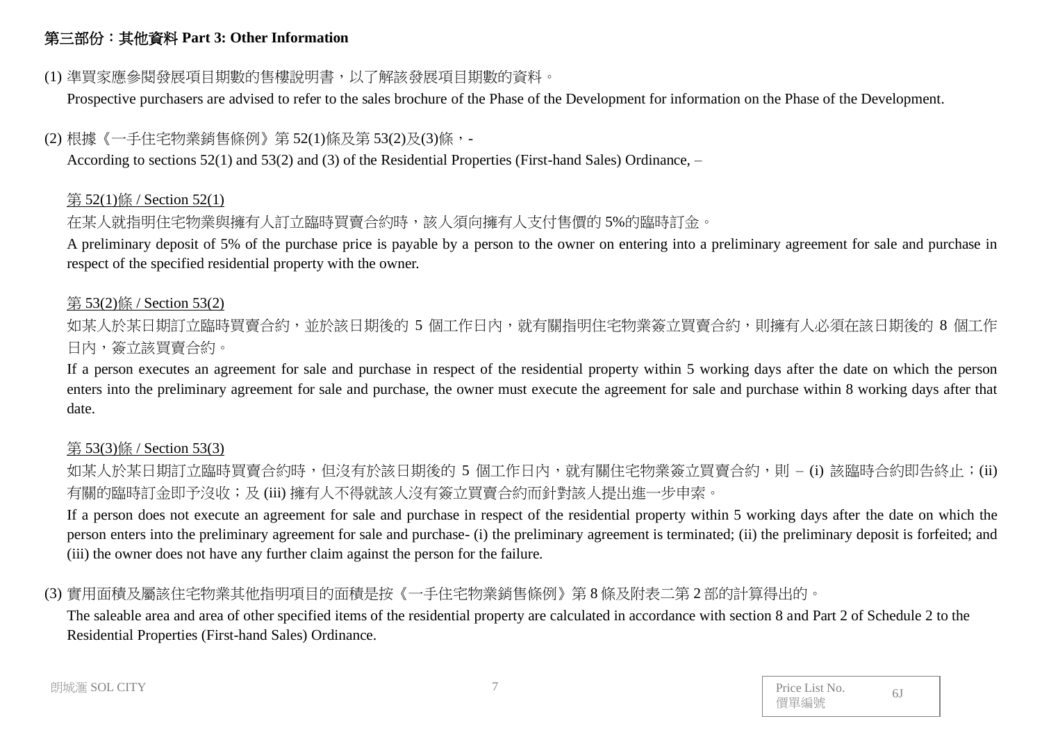## 第三部份：其他資料 Part 3: Other Information

(1) 準買家應參閱發展項目期數的售樓說明書，以了解該發展項目期數的資料。

Prospective purchasers are advised to refer to the sales brochure of the Phase of the Development for information on the Phase of the Development.

(2) 根據《一手住宅物業銷售條例》第 52(1)條及第 53(2)及(3)條，-

According to sections 52(1) and 53(2) and (3) of the Residential Properties (First-hand Sales) Ordinance, –

第 52(1)條 / Section 52(1)

在某人就指明住宅物業與擁有人訂立臨時買賣合約時，該人須向擁有人支付售價的 5%的臨時訂金。

A preliminary deposit of 5% of the purchase price is payable by a person to the owner on entering into a preliminary agreement for sale and purchase in respect of the specified residential property with the owner.

第 53(2)條 / Section 53(2)

如某人於某日期訂立臨時買賣合約，並於該日期後的 5 個工作日內，就有關指明住宅物業簽立買賣合約，則擁有人必須在該日期後的 8 個工作日內，簽立該買賣合約。

If a person executes an agreement for sale and purchase in respect of the residential property within 5 working days after the date on which the person enters into the preliminary agreement for sale and purchase, the owner must execute the agreement for sale and purchase within 8 working days after that date.

第 53(3)條 / Section 53(3)

如某人於某日期訂立臨時買賣合約時，但沒有於該日期後的 5 個工作日內，就有關住宅物業簽立買賣合約，則 – (i) 該臨時合約即告終止；(ii) 有關的臨時訂金即予沒收；及 (iii) 擁有人不得就該人沒有簽立買賣合約而針對該人提出進一步申索。

If a person does not execute an agreement for sale and purchase in respect of the residential property within 5 working days after the date on which the person enters into the preliminary agreement for sale and purchase- (i) the preliminary agreement is terminated; (ii) the preliminary deposit is forfeited; and (iii) the owner does not have any further claim against the person for the failure.

(3) 實用面積及屬該住宅物業其他指明項目的面積是按《一手住宅物業銷售條例》第 8 條及附表二第 2 部的計算得出的。

The saleable area and area of other specified items of the residential property are calculated in accordance with section 8 and Part 2 of Schedule 2 to the Residential Properties (First-hand Sales) Ordinance.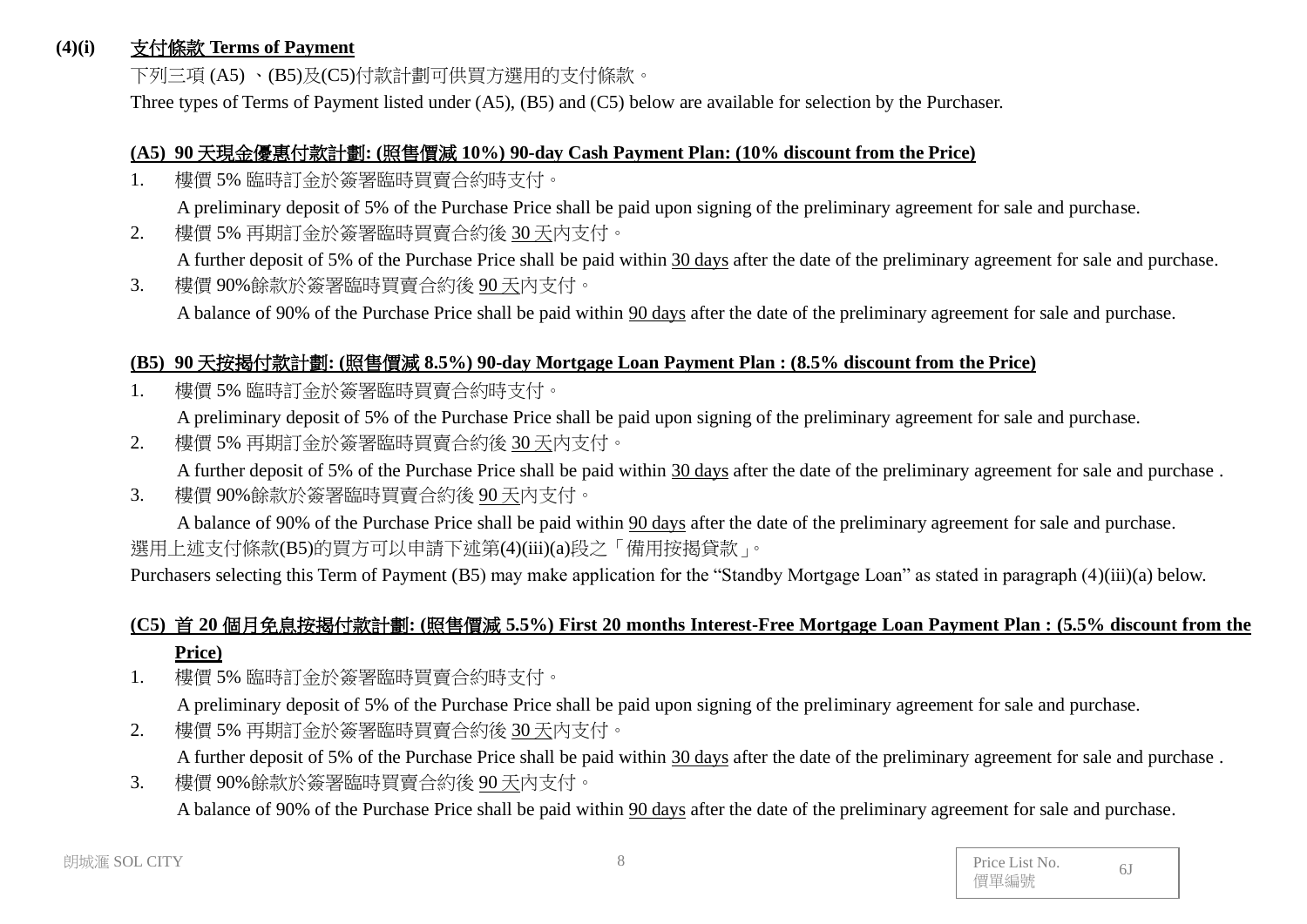**(4)(i) 支付條款 Terms of Payment**

下列三項 (A5) 、(B5)及(C5)付款計劃可供買方選用的支付條款。

Three types of Terms of Payment listed under (A5), (B5) and (C5) below are available for selection by the Purchaser.

**(A5) 90 天現金優惠付款計劃: (照售價減 10%) 90-day Cash Payment Plan: (10% discount from the Price)**

1. 樓價 5% 臨時訂金於簽署臨時買賣合約時支付。

   A preliminary deposit of 5% of the Purchase Price shall be paid upon signing of the preliminary agreement for sale and purchase.
2. 樓價 5% 再期訂金於簽署臨時買賣合約後 30 天內支付。

   A further deposit of 5% of the Purchase Price shall be paid within 30 days after the date of the preliminary agreement for sale and purchase.
3. 樓價 90%餘款於簽署臨時買賣合約後 90 天內支付。

   A balance of 90% of the Purchase Price shall be paid within 90 days after the date of the preliminary agreement for sale and purchase.

**(B5) 90 天按揭付款計劃: (照售價減 8.5%) 90-day Mortgage Loan Payment Plan : (8.5% discount from the Price)**

1. 樓價 5% 臨時訂金於簽署臨時買賣合約時支付。

   A preliminary deposit of 5% of the Purchase Price shall be paid upon signing of the preliminary agreement for sale and purchase.
2. 樓價 5% 再期訂金於簽署臨時買賣合約後 30 天內支付。

   A further deposit of 5% of the Purchase Price shall be paid within 30 days after the date of the preliminary agreement for sale and purchase .
3. 樓價 90%餘款於簽署臨時買賣合約後 90 天內支付。

   A balance of 90% of the Purchase Price shall be paid within 90 days after the date of the preliminary agreement for sale and purchase.

選用上述支付條款(B5)的買方可以申請下述第(4)(iii)(a)段之「備用按揭貸款」。

Purchasers selecting this Term of Payment (B5) may make application for the “Standby Mortgage Loan” as stated in paragraph (4)(iii)(a) below.

**(C5) 首 20 個月免息按揭付款計劃: (照售價減 5.5%) First 20 months Interest-Free Mortgage Loan Payment Plan : (5.5% discount from the Price)**

1. 樓價 5% 臨時訂金於簽署臨時買賣合約時支付。

   A preliminary deposit of 5% of the Purchase Price shall be paid upon signing of the preliminary agreement for sale and purchase.
2. 樓價 5% 再期訂金於簽署臨時買賣合約後 30 天內支付。

   A further deposit of 5% of the Purchase Price shall be paid within 30 days after the date of the preliminary agreement for sale and purchase .
3. 樓價 90%餘款於簽署臨時買賣合約後 90 天內支付。

   A balance of 90% of the Purchase Price shall be paid within 90 days after the date of the preliminary agreement for sale and purchase.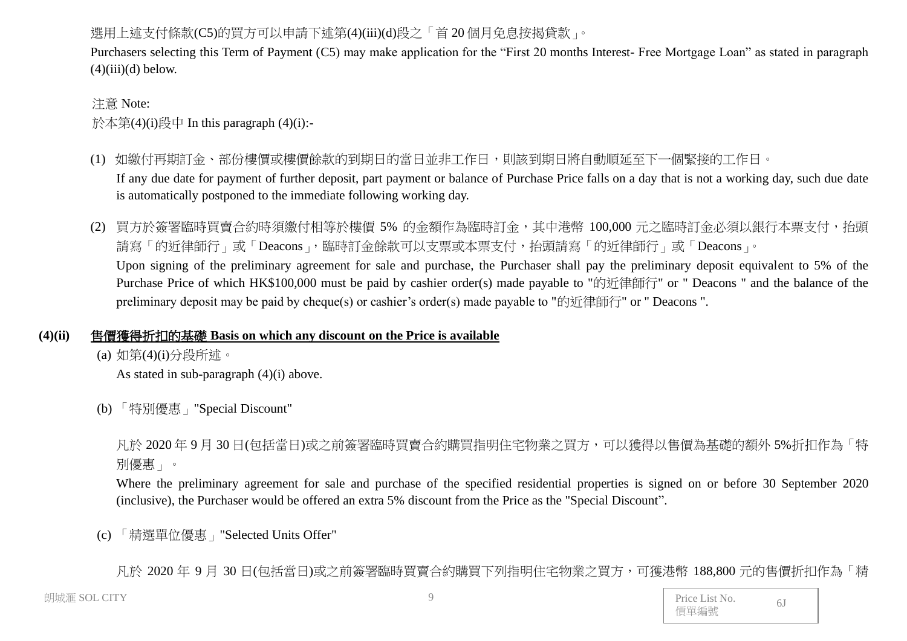選用上述支付條款(C5)的買方可以申請下述第(4)(iii)(d)段之「首 20 個月免息按揭貸款」。

Purchasers selecting this Term of Payment (C5) may make application for the "First 20 months Interest- Free Mortgage Loan" as stated in paragraph (4)(iii)(d) below.

注意 Note:

於本第(4)(i)段中 In this paragraph (4)(i):-

(1) 如繳付再期訂金、部份樓價或樓價餘款的到期日的當日並非工作日，則該到期日將自動順延至下一個緊接的工作日。

If any due date for payment of further deposit, part payment or balance of Purchase Price falls on a day that is not a working day, such due date is automatically postponed to the immediate following working day.

(2) 買方於簽署臨時買賣合約時須繳付相等於樓價 5% 的金額作為臨時訂金，其中港幣 100,000 元之臨時訂金必須以銀行本票支付，抬頭請寫「的近律師行」或「Deacons」，臨時訂金餘款可以支票或本票支付，抬頭請寫「的近律師行」或「Deacons」。

Upon signing of the preliminary agreement for sale and purchase, the Purchaser shall pay the preliminary deposit equivalent to 5% of the Purchase Price of which HK$100,000 must be paid by cashier order(s) made payable to "的近律師行" or " Deacons " and the balance of the preliminary deposit may be paid by cheque(s) or cashier's order(s) made payable to "的近律師行" or " Deacons ".

## (4)(ii) 售價獲得折扣的基礎 Basis on which any discount on the Price is available

(a) 如第(4)(i)分段所述。

As stated in sub-paragraph (4)(i) above.

(b) 「特別優惠」"Special Discount"

凡於 2020 年 9 月 30 日(包括當日)或之前簽署臨時買賣合約購買指明住宅物業之買方，可以獲得以售價為基礎的額外 5%折扣作為「特別優惠」。

Where the preliminary agreement for sale and purchase of the specified residential properties is signed on or before 30 September 2020 (inclusive), the Purchaser would be offered an extra 5% discount from the Price as the "Special Discount".

(c) 「精選單位優惠」"Selected Units Offer"

凡於 2020 年 9 月 30 日(包括當日)或之前簽署臨時買賣合約購買下列指明住宅物業之買方，可獲港幣 188,800 元的售價折扣作為「精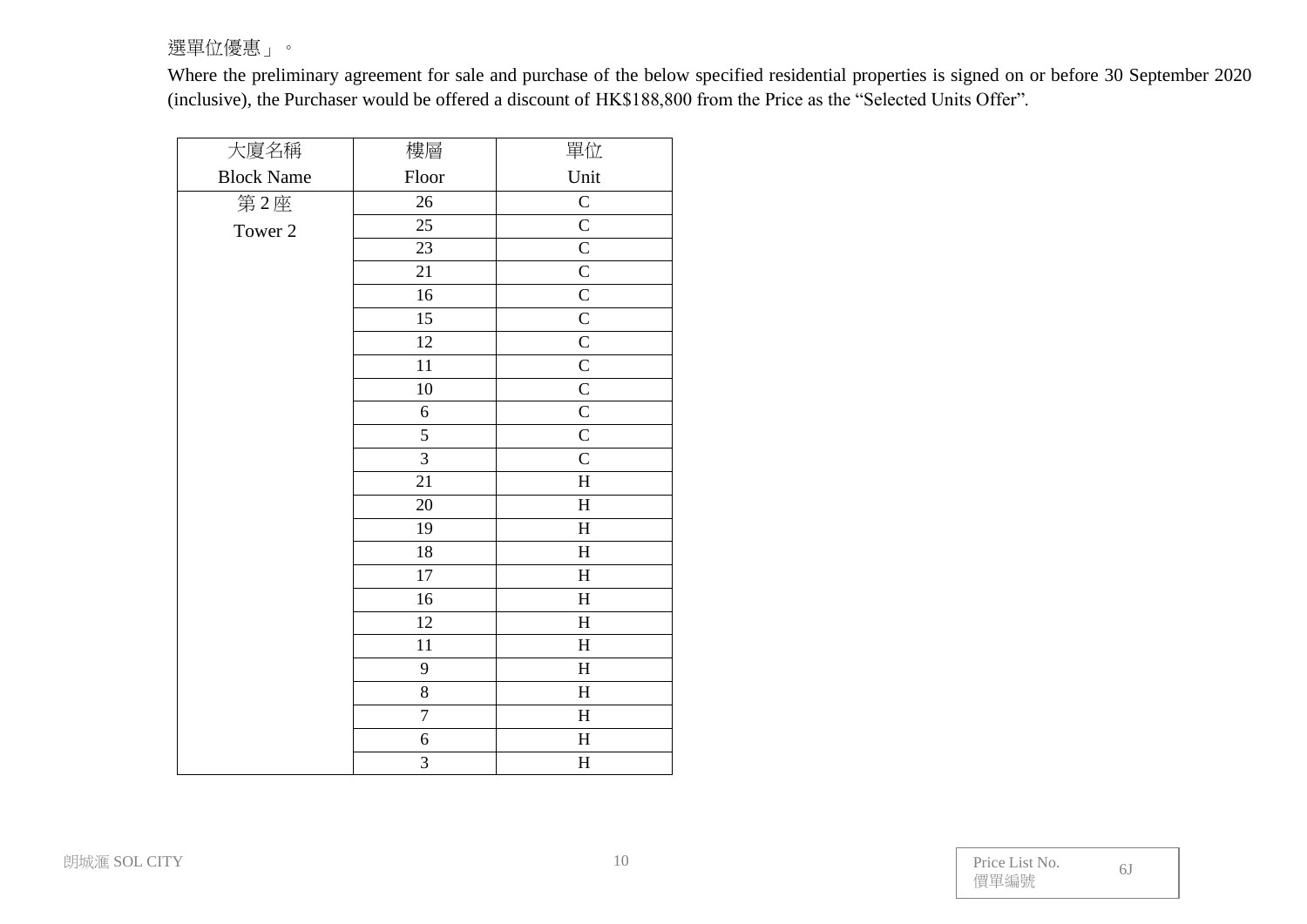選單位優惠」。

Where the preliminary agreement for sale and purchase of the below specified residential properties is signed on or before 30 September 2020 (inclusive), the Purchaser would be offered a discount of HK$188,800 from the Price as the "Selected Units Offer".

| 大廈名稱 Block Name | 樓層 Floor | 單位 Unit |
|---|---|---|
| 第 2 座 Tower 2 | 26 | C |
| | 25 | C |
| | 23 | C |
| | 21 | C |
| | 16 | C |
| | 15 | C |
| | 12 | C |
| | 11 | C |
| | 10 | C |
| | 6 | C |
| | 5 | C |
| | 3 | C |
| | 21 | H |
| | 20 | H |
| | 19 | H |
| | 18 | H |
| | 17 | H |
| | 16 | H |
| | 12 | H |
| | 11 | H |
| | 9 | H |
| | 8 | H |
| | 7 | H |
| | 6 | H |
| | 3 | H |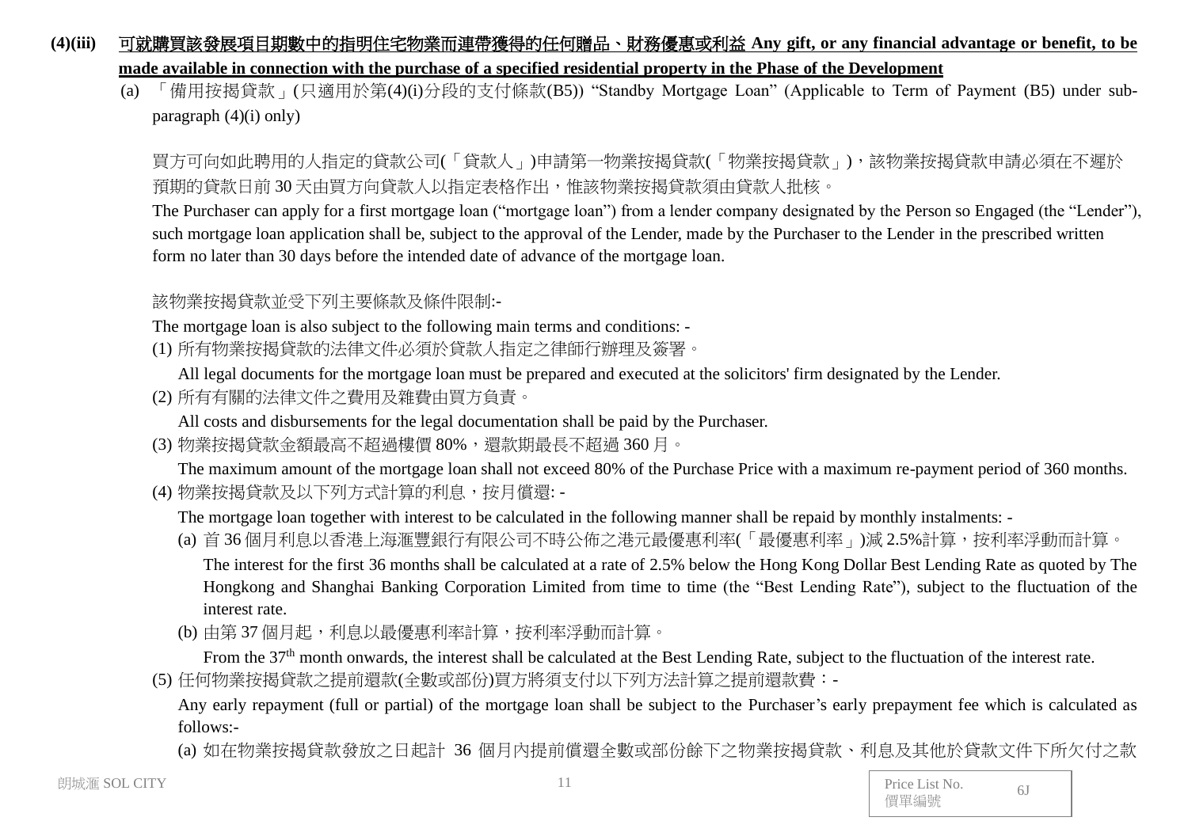**(4)(iii) 可就購買該發展項目期數中的指明住宅物業而連帶獲得的任何贈品、財務優惠或利益 Any gift, or any financial advantage or benefit, to be made available in connection with the purchase of a specified residential property in the Phase of the Development**

(a) 「備用按揭貸款」(只適用於第(4)(i)分段的支付條款(B5)) "Standby Mortgage Loan" (Applicable to Term of Payment (B5) under sub-paragraph (4)(i) only)

買方可向如此聘用的人指定的貸款公司(「貸款人」)申請第一物業按揭貸款(「物業按揭貸款」)，該物業按揭貸款申請必須在不遲於預期的貸款日前 30 天由買方向貸款人以指定表格作出，惟該物業按揭貸款須由貸款人批核。

The Purchaser can apply for a first mortgage loan ("mortgage loan") from a lender company designated by the Person so Engaged (the "Lender"), such mortgage loan application shall be, subject to the approval of the Lender, made by the Purchaser to the Lender in the prescribed written form no later than 30 days before the intended date of advance of the mortgage loan.

該物業按揭貸款並受下列主要條款及條件限制:-

The mortgage loan is also subject to the following main terms and conditions: -

(1) 所有物業按揭貸款的法律文件必須於貸款人指定之律師行辦理及簽署。

All legal documents for the mortgage loan must be prepared and executed at the solicitors' firm designated by the Lender.

(2) 所有有關的法律文件之費用及雜費由買方負責。

All costs and disbursements for the legal documentation shall be paid by the Purchaser.

(3) 物業按揭貸款金額最高不超過樓價 80%，還款期最長不超過 360 月。

The maximum amount of the mortgage loan shall not exceed 80% of the Purchase Price with a maximum re-payment period of 360 months.

(4) 物業按揭貸款及以下列方式計算的利息，按月償還: -

The mortgage loan together with interest to be calculated in the following manner shall be repaid by monthly instalments: -

(a) 首 36 個月利息以香港上海滙豐銀行有限公司不時公佈之港元最優惠利率(「最優惠利率」)減 2.5%計算，按利率浮動而計算。

The interest for the first 36 months shall be calculated at a rate of 2.5% below the Hong Kong Dollar Best Lending Rate as quoted by The Hongkong and Shanghai Banking Corporation Limited from time to time (the "Best Lending Rate"), subject to the fluctuation of the interest rate.

(b) 由第 37 個月起，利息以最優惠利率計算，按利率浮動而計算。

From the 37th month onwards, the interest shall be calculated at the Best Lending Rate, subject to the fluctuation of the interest rate.

(5) 任何物業按揭貸款之提前還款(全數或部份)買方將須支付以下列方法計算之提前還款費：-

Any early repayment (full or partial) of the mortgage loan shall be subject to the Purchaser's early prepayment fee which is calculated as follows:-

(a) 如在物業按揭貸款發放之日起計 36 個月內提前償還全數或部份餘下之物業按揭貸款、利息及其他於貸款文件下所欠付之款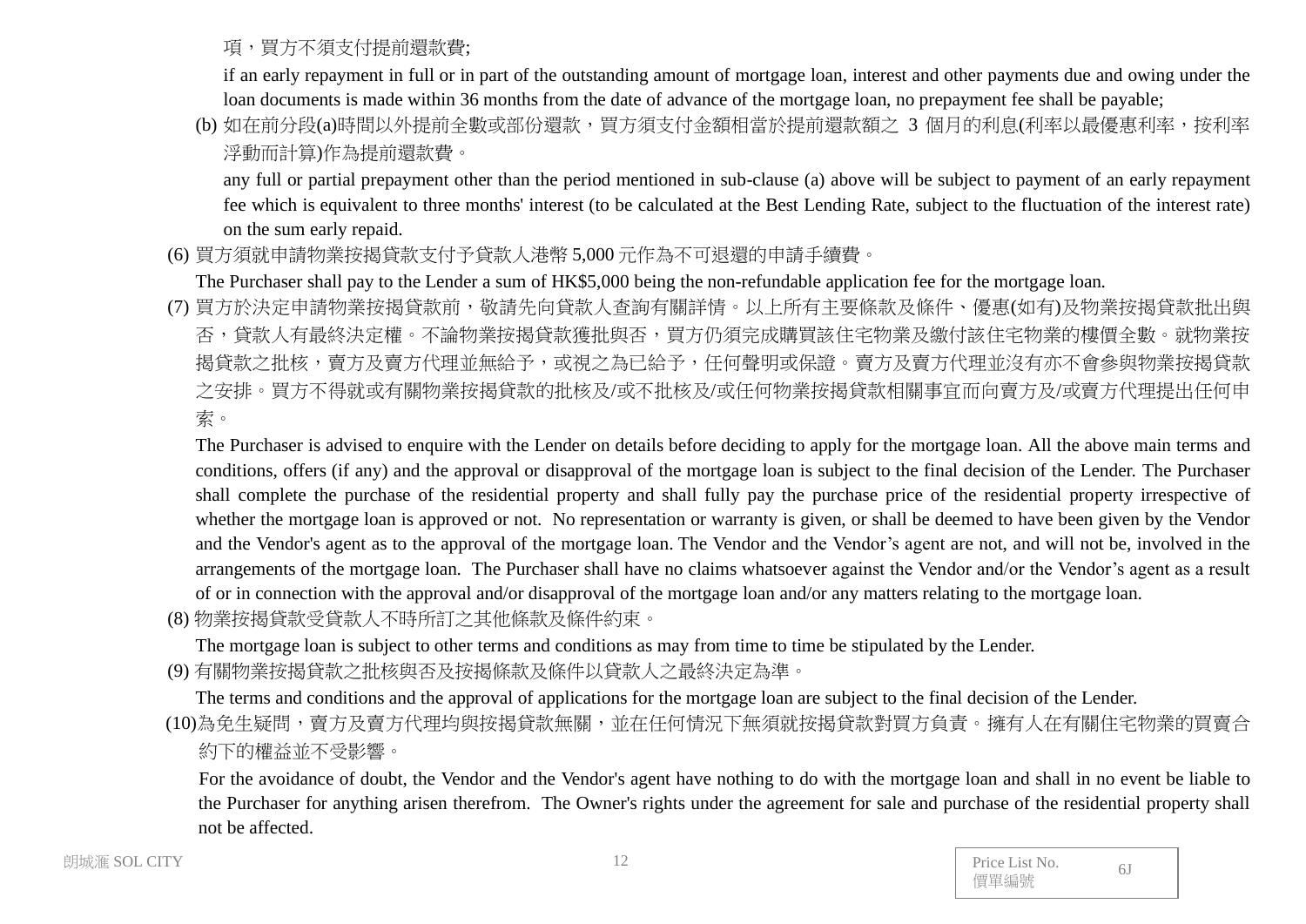項，買方不須支付提前還款費;

if an early repayment in full or in part of the outstanding amount of mortgage loan, interest and other payments due and owing under the loan documents is made within 36 months from the date of advance of the mortgage loan, no prepayment fee shall be payable;

(b) 如在前分段(a)時間以外提前全數或部份還款，買方須支付金額相當於提前還款額之 3 個月的利息(利率以最優惠利率，按利率浮動而計算)作為提前還款費。

any full or partial prepayment other than the period mentioned in sub-clause (a) above will be subject to payment of an early repayment fee which is equivalent to three months' interest (to be calculated at the Best Lending Rate, subject to the fluctuation of the interest rate) on the sum early repaid.

(6) 買方須就申請物業按揭貸款支付予貸款人港幣 5,000 元作為不可退還的申請手續費。

The Purchaser shall pay to the Lender a sum of HK$5,000 being the non-refundable application fee for the mortgage loan.

(7) 買方於決定申請物業按揭貸款前，敬請先向貸款人查詢有關詳情。以上所有主要條款及條件、優惠(如有)及物業按揭貸款批出與否，貸款人有最終決定權。不論物業按揭貸款獲批與否，買方仍須完成購買該住宅物業及繳付該住宅物業的樓價全數。就物業按揭貸款之批核，賣方及賣方代理並無給予，或視之為已給予，任何聲明或保證。賣方及賣方代理並沒有亦不會參與物業按揭貸款之安排。買方不得就或有關物業按揭貸款的批核及/或不批核及/或任何物業按揭貸款相關事宜而向賣方及/或賣方代理提出任何申索。

The Purchaser is advised to enquire with the Lender on details before deciding to apply for the mortgage loan. All the above main terms and conditions, offers (if any) and the approval or disapproval of the mortgage loan is subject to the final decision of the Lender. The Purchaser shall complete the purchase of the residential property and shall fully pay the purchase price of the residential property irrespective of whether the mortgage loan is approved or not. No representation or warranty is given, or shall be deemed to have been given by the Vendor and the Vendor's agent as to the approval of the mortgage loan. The Vendor and the Vendor’s agent are not, and will not be, involved in the arrangements of the mortgage loan. The Purchaser shall have no claims whatsoever against the Vendor and/or the Vendor’s agent as a result of or in connection with the approval and/or disapproval of the mortgage loan and/or any matters relating to the mortgage loan.

(8) 物業按揭貸款受貸款人不時所訂之其他條款及條件約束。

The mortgage loan is subject to other terms and conditions as may from time to time be stipulated by the Lender.

(9) 有關物業按揭貸款之批核與否及按揭條款及條件以貸款人之最終決定為準。

The terms and conditions and the approval of applications for the mortgage loan are subject to the final decision of the Lender.

(10)為免生疑問，賣方及賣方代理均與按揭貸款無關，並在任何情況下無須就按揭貸款對買方負責。擁有人在有關住宅物業的買賣合約下的權益並不受影響。

For the avoidance of doubt, the Vendor and the Vendor's agent have nothing to do with the mortgage loan and shall in no event be liable to the Purchaser for anything arisen therefrom. The Owner's rights under the agreement for sale and purchase of the residential property shall not be affected.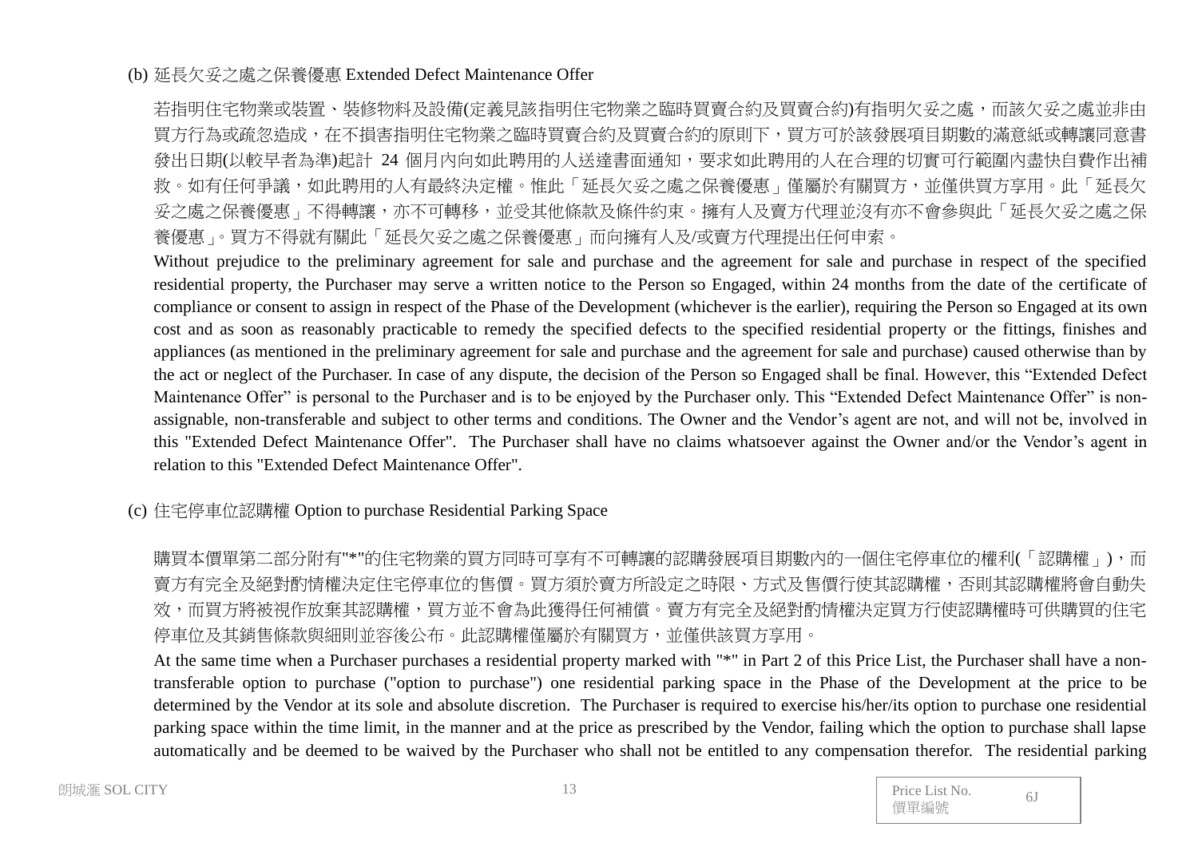(b) 延長欠妥之處之保養優惠 Extended Defect Maintenance Offer

若指明住宅物業或裝置、裝修物料及設備(定義見該指明住宅物業之臨時買賣合約及買賣合約)有指明欠妥之處，而該欠妥之處並非由買方行為或疏忽造成，在不損害指明住宅物業之臨時買賣合約及買賣合約的原則下，買方可於該發展項目期數的滿意紙或轉讓同意書發出日期(以較早者為準)起計 24 個月內向如此聘用的人送達書面通知，要求如此聘用的人在合理的切實可行範圍內盡快自費作出補救。如有任何爭議，如此聘用的人有最終決定權。惟此「延長欠妥之處之保養優惠」僅屬於有關買方，並僅供買方享用。此「延長欠妥之處之保養優惠」不得轉讓，亦不可轉移，並受其他條款及條件約束。擁有人及賣方代理並沒有亦不會參與此「延長欠妥之處之保養優惠」。買方不得就有關此「延長欠妥之處之保養優惠」而向擁有人及/或賣方代理提出任何申索。

Without prejudice to the preliminary agreement for sale and purchase and the agreement for sale and purchase in respect of the specified residential property, the Purchaser may serve a written notice to the Person so Engaged, within 24 months from the date of the certificate of compliance or consent to assign in respect of the Phase of the Development (whichever is the earlier), requiring the Person so Engaged at its own cost and as soon as reasonably practicable to remedy the specified defects to the specified residential property or the fittings, finishes and appliances (as mentioned in the preliminary agreement for sale and purchase and the agreement for sale and purchase) caused otherwise than by the act or neglect of the Purchaser. In case of any dispute, the decision of the Person so Engaged shall be final. However, this “Extended Defect Maintenance Offer” is personal to the Purchaser and is to be enjoyed by the Purchaser only. This “Extended Defect Maintenance Offer” is non-assignable, non-transferable and subject to other terms and conditions. The Owner and the Vendor’s agent are not, and will not be, involved in this "Extended Defect Maintenance Offer". The Purchaser shall have no claims whatsoever against the Owner and/or the Vendor’s agent in relation to this "Extended Defect Maintenance Offer".

(c) 住宅停車位認購權 Option to purchase Residential Parking Space

購買本價單第二部分附有"*"的住宅物業的買方同時可享有不可轉讓的認購發展項目期數內的一個住宅停車位的權利(「認購權」)，而賣方有完全及絕對酌情權決定住宅停車位的售價。買方須於賣方所設定之時限、方式及售價行使其認購權，否則其認購權將會自動失效，而買方將被視作放棄其認購權，買方並不會為此獲得任何補償。賣方有完全及絕對酌情權決定買方行使認購權時可供購買的住宅停車位及其銷售條款與細則並容後公布。此認購權僅屬於有關買方，並僅供該買方享用。

At the same time when a Purchaser purchases a residential property marked with "*" in Part 2 of this Price List, the Purchaser shall have a non-transferable option to purchase ("option to purchase") one residential parking space in the Phase of the Development at the price to be determined by the Vendor at its sole and absolute discretion. The Purchaser is required to exercise his/her/its option to purchase one residential parking space within the time limit, in the manner and at the price as prescribed by the Vendor, failing which the option to purchase shall lapse automatically and be deemed to be waived by the Purchaser who shall not be entitled to any compensation therefor. The residential parking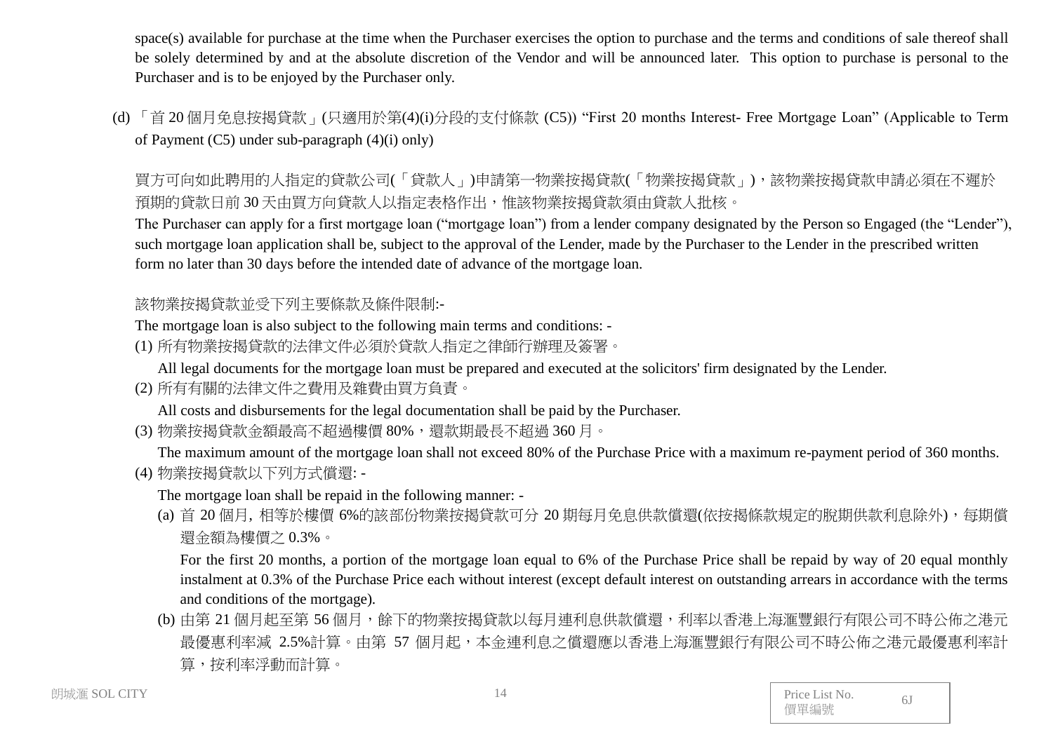space(s) available for purchase at the time when the Purchaser exercises the option to purchase and the terms and conditions of sale thereof shall be solely determined by and at the absolute discretion of the Vendor and will be announced later. This option to purchase is personal to the Purchaser and is to be enjoyed by the Purchaser only.

(d) 「首 20 個月免息按揭貸款」(只適用於第(4)(i)分段的支付條款 (C5)) “First 20 months Interest- Free Mortgage Loan” (Applicable to Term of Payment (C5) under sub-paragraph (4)(i) only)

買方可向如此聘用的人指定的貸款公司(「貸款人」)申請第一物業按揭貸款(「物業按揭貸款」)，該物業按揭貸款申請必須在不遲於預期的貸款日前 30 天由買方向貸款人以指定表格作出，惟該物業按揭貸款須由貸款人批核。

The Purchaser can apply for a first mortgage loan (“mortgage loan”) from a lender company designated by the Person so Engaged (the “Lender”), such mortgage loan application shall be, subject to the approval of the Lender, made by the Purchaser to the Lender in the prescribed written form no later than 30 days before the intended date of advance of the mortgage loan.

該物業按揭貸款並受下列主要條款及條件限制:-

The mortgage loan is also subject to the following main terms and conditions: -

(1) 所有物業按揭貸款的法律文件必須於貸款人指定之律師行辦理及簽署。

All legal documents for the mortgage loan must be prepared and executed at the solicitors' firm designated by the Lender.

(2) 所有有關的法律文件之費用及雜費由買方負責。

All costs and disbursements for the legal documentation shall be paid by the Purchaser.

(3) 物業按揭貸款金額最高不超過樓價 80%，還款期最長不超過 360 月。

The maximum amount of the mortgage loan shall not exceed 80% of the Purchase Price with a maximum re-payment period of 360 months.

(4) 物業按揭貸款以下列方式償還: -

The mortgage loan shall be repaid in the following manner: -

(a) 首 20 個月, 相等於樓價 6%的該部份物業按揭貸款可分 20 期每月免息供款償還(依按揭條款規定的脫期供款利息除外)，每期償還金額為樓價之 0.3%。

For the first 20 months, a portion of the mortgage loan equal to 6% of the Purchase Price shall be repaid by way of 20 equal monthly instalment at 0.3% of the Purchase Price each without interest (except default interest on outstanding arrears in accordance with the terms and conditions of the mortgage).

(b) 由第 21 個月起至第 56 個月，餘下的物業按揭貸款以每月連利息供款償還，利率以香港上海滙豐銀行有限公司不時公佈之港元最優惠利率減 2.5%計算。由第 57 個月起，本金連利息之償還應以香港上海滙豐銀行有限公司不時公佈之港元最優惠利率計算，按利率浮動而計算。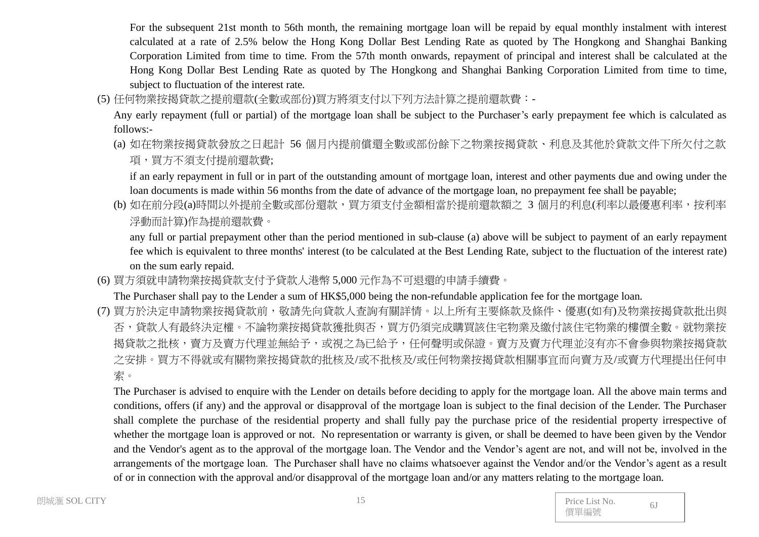For the subsequent 21st month to 56th month, the remaining mortgage loan will be repaid by equal monthly instalment with interest calculated at a rate of 2.5% below the Hong Kong Dollar Best Lending Rate as quoted by The Hongkong and Shanghai Banking Corporation Limited from time to time. From the 57th month onwards, repayment of principal and interest shall be calculated at the Hong Kong Dollar Best Lending Rate as quoted by The Hongkong and Shanghai Banking Corporation Limited from time to time, subject to fluctuation of the interest rate.

(5) 任何物業按揭貸款之提前還款(全數或部份)買方將須支付以下列方法計算之提前還款費：-

Any early repayment (full or partial) of the mortgage loan shall be subject to the Purchaser's early prepayment fee which is calculated as follows:-

(a) 如在物業按揭貸款發放之日起計 56 個月內提前償還全數或部份餘下之物業按揭貸款、利息及其他於貸款文件下所欠付之款項，買方不須支付提前還款費;

if an early repayment in full or in part of the outstanding amount of mortgage loan, interest and other payments due and owing under the loan documents is made within 56 months from the date of advance of the mortgage loan, no prepayment fee shall be payable;

(b) 如在前分段(a)時間以外提前全數或部份還款，買方須支付金額相當於提前還款額之 3 個月的利息(利率以最優惠利率，按利率浮動而計算)作為提前還款費。

any full or partial prepayment other than the period mentioned in sub-clause (a) above will be subject to payment of an early repayment fee which is equivalent to three months' interest (to be calculated at the Best Lending Rate, subject to the fluctuation of the interest rate) on the sum early repaid.

(6) 買方須就申請物業按揭貸款支付予貸款人港幣 5,000 元作為不可退還的申請手續費。

The Purchaser shall pay to the Lender a sum of HK$5,000 being the non-refundable application fee for the mortgage loan.

(7) 買方於決定申請物業按揭貸款前，敬請先向貸款人查詢有關詳情。以上所有主要條款及條件、優惠(如有)及物業按揭貸款批出與否，貸款人有最終決定權。不論物業按揭貸款獲批與否，買方仍須完成購買該住宅物業及繳付該住宅物業的樓價全數。就物業按揭貸款之批核，賣方及賣方代理並無給予，或視之為已給予，任何聲明或保證。賣方及賣方代理並沒有亦不會參與物業按揭貸款之安排。買方不得就或有關物業按揭貸款的批核及/或不批核及/或任何物業按揭貸款相關事宜而向賣方及/或賣方代理提出任何申索。

The Purchaser is advised to enquire with the Lender on details before deciding to apply for the mortgage loan. All the above main terms and conditions, offers (if any) and the approval or disapproval of the mortgage loan is subject to the final decision of the Lender. The Purchaser shall complete the purchase of the residential property and shall fully pay the purchase price of the residential property irrespective of whether the mortgage loan is approved or not. No representation or warranty is given, or shall be deemed to have been given by the Vendor and the Vendor's agent as to the approval of the mortgage loan. The Vendor and the Vendor's agent are not, and will not be, involved in the arrangements of the mortgage loan. The Purchaser shall have no claims whatsoever against the Vendor and/or the Vendor's agent as a result of or in connection with the approval and/or disapproval of the mortgage loan and/or any matters relating to the mortgage loan.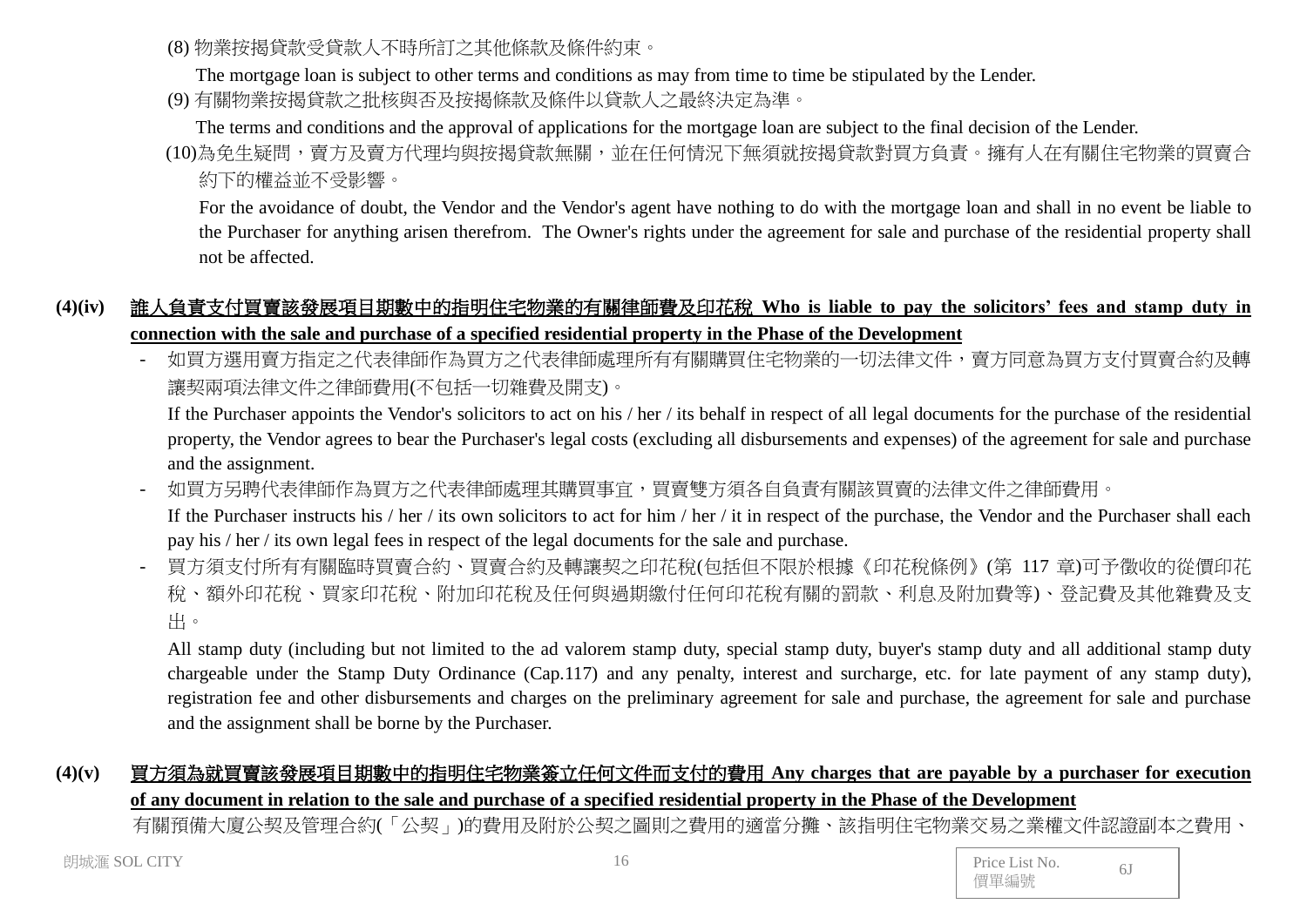(8) 物業按揭貸款受貸款人不時所訂之其他條款及條件約束。

The mortgage loan is subject to other terms and conditions as may from time to time be stipulated by the Lender.

(9) 有關物業按揭貸款之批核與否及按揭條款及條件以貸款人之最終決定為準。

The terms and conditions and the approval of applications for the mortgage loan are subject to the final decision of the Lender.

(10)為免生疑問，賣方及賣方代理均與按揭貸款無關，並在任何情況下無須就按揭貸款對買方負責。擁有人在有關住宅物業的買賣合約下的權益並不受影響。

For the avoidance of doubt, the Vendor and the Vendor's agent have nothing to do with the mortgage loan and shall in no event be liable to the Purchaser for anything arisen therefrom. The Owner's rights under the agreement for sale and purchase of the residential property shall not be affected.

**(4)(iv) 誰人負責支付買賣該發展項目期數中的指明住宅物業的有關律師費及印花稅 Who is liable to pay the solicitors' fees and stamp duty in connection with the sale and purchase of a specified residential property in the Phase of the Development**

- 如買方選用賣方指定之代表律師作為買方之代表律師處理所有有關購買住宅物業的一切法律文件，賣方同意為買方支付買賣合約及轉讓契兩項法律文件之律師費用(不包括一切雜費及開支)。

  If the Purchaser appoints the Vendor's solicitors to act on his / her / its behalf in respect of all legal documents for the purchase of the residential property, the Vendor agrees to bear the Purchaser's legal costs (excluding all disbursements and expenses) of the agreement for sale and purchase and the assignment.

- 如買方另聘代表律師作為買方之代表律師處理其購買事宜，買賣雙方須各自負責有關該買賣的法律文件之律師費用。

  If the Purchaser instructs his / her / its own solicitors to act for him / her / it in respect of the purchase, the Vendor and the Purchaser shall each pay his / her / its own legal fees in respect of the legal documents for the sale and purchase.

- 買方須支付所有有關臨時買賣合約、買賣合約及轉讓契之印花稅(包括但不限於根據《印花稅條例》(第 117 章)可予徵收的從價印花稅、額外印花稅、買家印花稅、附加印花稅及任何與過期繳付任何印花稅有關的罰款、利息及附加費等)、登記費及其他雜費及支出。

  All stamp duty (including but not limited to the ad valorem stamp duty, special stamp duty, buyer's stamp duty and all additional stamp duty chargeable under the Stamp Duty Ordinance (Cap.117) and any penalty, interest and surcharge, etc. for late payment of any stamp duty), registration fee and other disbursements and charges on the preliminary agreement for sale and purchase, the agreement for sale and purchase and the assignment shall be borne by the Purchaser.

**(4)(v) 買方須為就買賣該發展項目期數中的指明住宅物業簽立任何文件而支付的費用 Any charges that are payable by a purchaser for execution of any document in relation to the sale and purchase of a specified residential property in the Phase of the Development**

有關預備大廈公契及管理合約(「公契」)的費用及附於公契之圖則之費用的適當分攤、該指明住宅物業交易之業權文件認證副本之費用、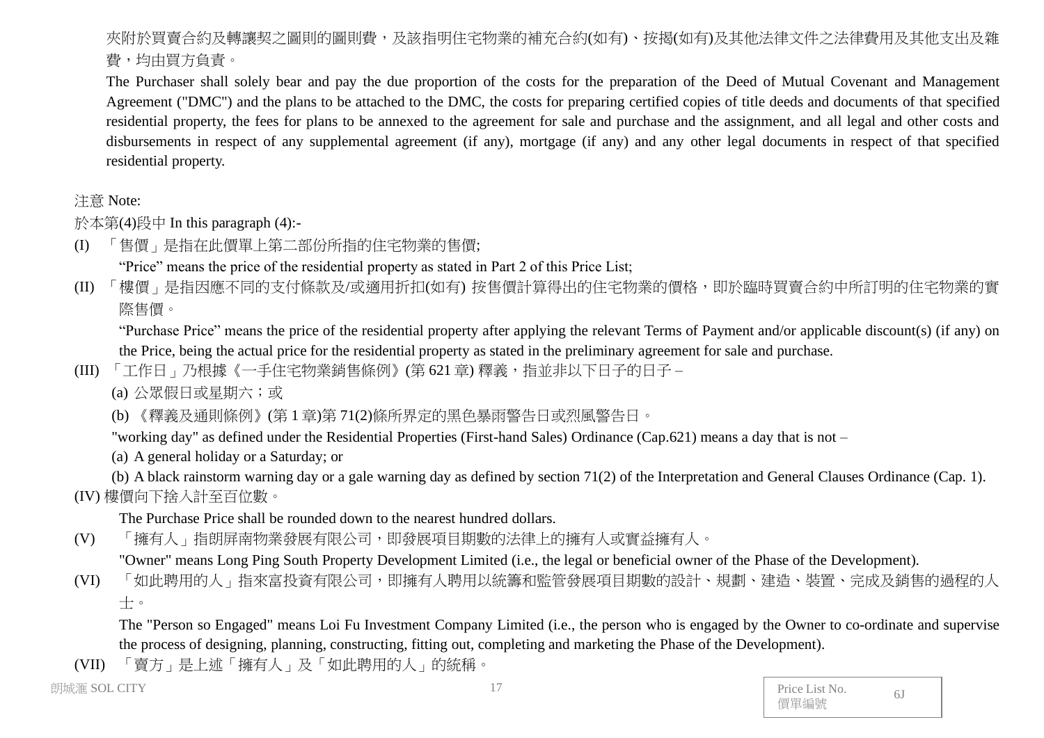夾附於買賣合約及轉讓契之圖則的圖則費，及該指明住宅物業的補充合約(如有)、按揭(如有)及其他法律文件之法律費用及其他支出及雜費，均由買方負責。

The Purchaser shall solely bear and pay the due proportion of the costs for the preparation of the Deed of Mutual Covenant and Management Agreement ("DMC") and the plans to be attached to the DMC, the costs for preparing certified copies of title deeds and documents of that specified residential property, the fees for plans to be annexed to the agreement for sale and purchase and the assignment, and all legal and other costs and disbursements in respect of any supplemental agreement (if any), mortgage (if any) and any other legal documents in respect of that specified residential property.

注意 Note:

於本第(4)段中 In this paragraph (4):-

(I) 「售價」是指在此價單上第二部份所指的住宅物業的售價;

"Price" means the price of the residential property as stated in Part 2 of this Price List;

(II) 「樓價」是指因應不同的支付條款及/或適用折扣(如有) 按售價計算得出的住宅物業的價格，即於臨時買賣合約中所訂明的住宅物業的實際售價。

"Purchase Price" means the price of the residential property after applying the relevant Terms of Payment and/or applicable discount(s) (if any) on the Price, being the actual price for the residential property as stated in the preliminary agreement for sale and purchase.

(III) 「工作日」乃根據《一手住宅物業銷售條例》(第 621 章) 釋義，指並非以下日子的日子 –

(a) 公眾假日或星期六；或

(b) 《釋義及通則條例》(第 1 章)第 71(2)條所界定的黑色暴雨警告日或烈風警告日。

"working day" as defined under the Residential Properties (First-hand Sales) Ordinance (Cap.621) means a day that is not –

(a) A general holiday or a Saturday; or

(b) A black rainstorm warning day or a gale warning day as defined by section 71(2) of the Interpretation and General Clauses Ordinance (Cap. 1).

(IV) 樓價向下捨入計至百位數。

The Purchase Price shall be rounded down to the nearest hundred dollars.

(V) 「擁有人」指朗屏南物業發展有限公司，即發展項目期數的法律上的擁有人或實益擁有人。

"Owner" means Long Ping South Property Development Limited (i.e., the legal or beneficial owner of the Phase of the Development).

(VI) 「如此聘用的人」指來富投資有限公司，即擁有人聘用以統籌和監管發展項目期數的設計、規劃、建造、裝置、完成及銷售的過程的人士。

The "Person so Engaged" means Loi Fu Investment Company Limited (i.e., the person who is engaged by the Owner to co-ordinate and supervise the process of designing, planning, constructing, fitting out, completing and marketing the Phase of the Development).

(VII) 「賣方」是上述「擁有人」及「如此聘用的人」的統稱。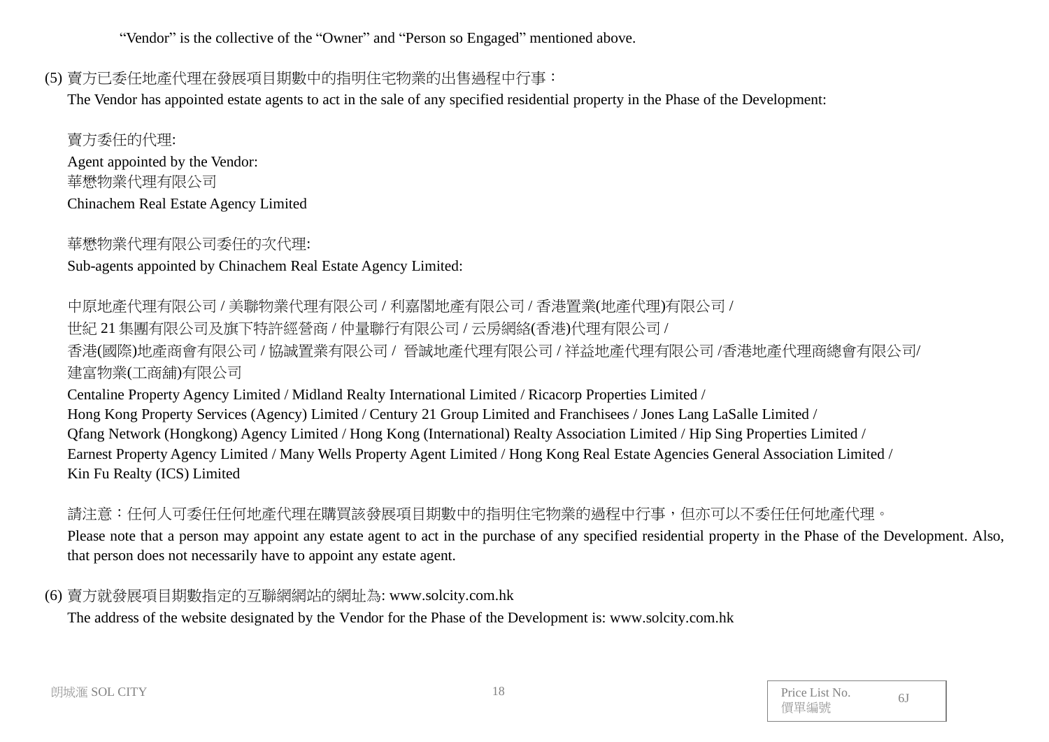"Vendor" is the collective of the "Owner" and "Person so Engaged" mentioned above.

(5) 賣方已委任地產代理在發展項目期數中的指明住宅物業的出售過程中行事：

The Vendor has appointed estate agents to act in the sale of any specified residential property in the Phase of the Development:

賣方委任的代理:

Agent appointed by the Vendor:

華懋物業代理有限公司

Chinachem Real Estate Agency Limited

華懋物業代理有限公司委任的次代理:

Sub-agents appointed by Chinachem Real Estate Agency Limited:

中原地產代理有限公司 / 美聯物業代理有限公司 / 利嘉閣地產有限公司 / 香港置業(地產代理)有限公司 / 世紀 21 集團有限公司及旗下特許經營商 / 仲量聯行有限公司 / 云房網絡(香港)代理有限公司 / 香港(國際)地產商會有限公司 / 協誠置業有限公司 / 晉誠地產代理有限公司 / 祥益地產代理有限公司 /香港地產代理商總會有限公司/ 建富物業(工商舖)有限公司

Centaline Property Agency Limited / Midland Realty International Limited / Ricacorp Properties Limited / Hong Kong Property Services (Agency) Limited / Century 21 Group Limited and Franchisees / Jones Lang LaSalle Limited / Qfang Network (Hongkong) Agency Limited / Hong Kong (International) Realty Association Limited / Hip Sing Properties Limited / Earnest Property Agency Limited / Many Wells Property Agent Limited / Hong Kong Real Estate Agencies General Association Limited / Kin Fu Realty (ICS) Limited

請注意：任何人可委任任何地產代理在購買該發展項目期數中的指明住宅物業的過程中行事，但亦可以不委任任何地產代理。

Please note that a person may appoint any estate agent to act in the purchase of any specified residential property in the Phase of the Development. Also, that person does not necessarily have to appoint any estate agent.

(6) 賣方就發展項目期數指定的互聯網網站的網址為: www.solcity.com.hk

The address of the website designated by the Vendor for the Phase of the Development is: www.solcity.com.hk